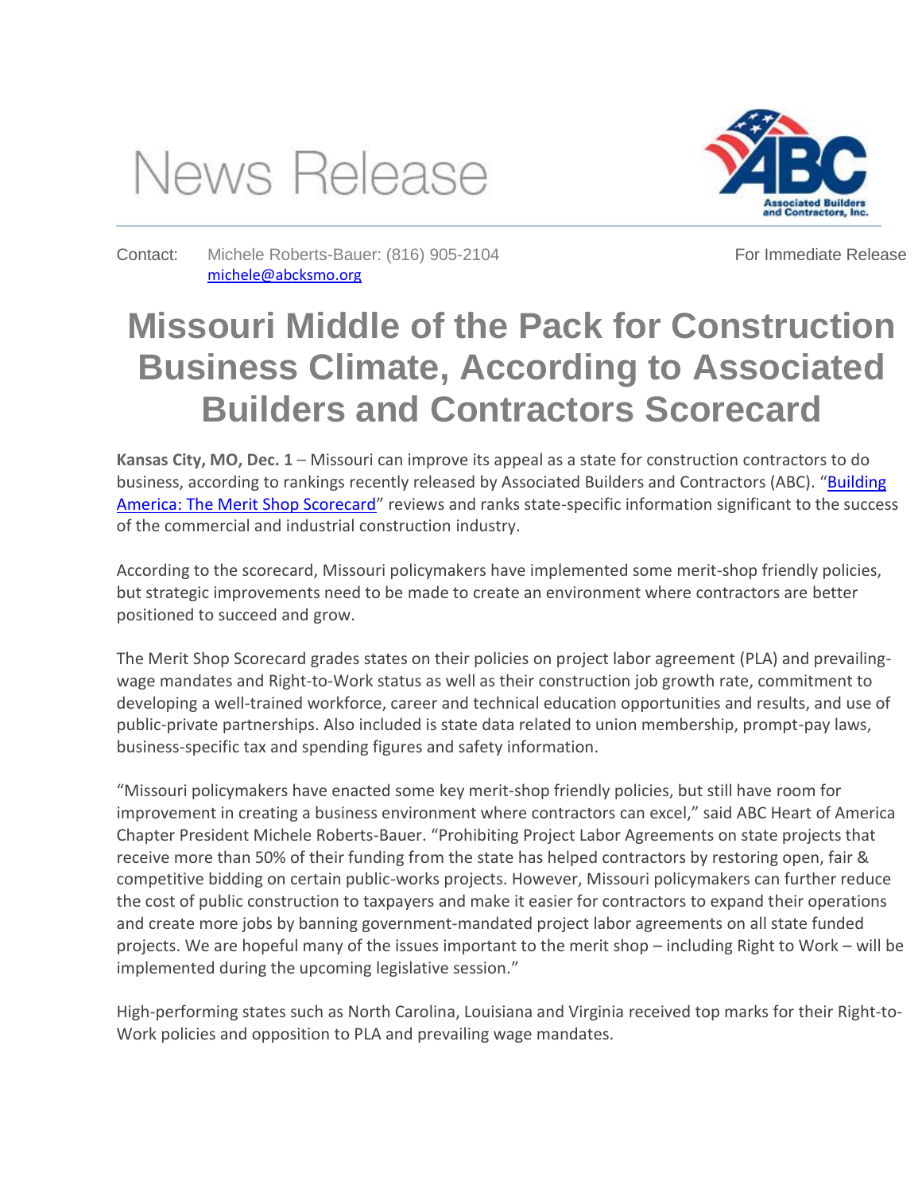# News Release

Contact: Michele Roberts-Bauer: (816) 905-2104 michele@abcksmo.org

For Immediate Release

# Missouri Middle of the Pack for Construction Business Climate, According to Associated Builders and Contractors Scorecard

**Kansas City, MO, Dec. 1** – Missouri can improve its appeal as a state for construction contractors to do business, according to rankings recently released by Associated Builders and Contractors (ABC). "Building America: The Merit Shop Scorecard" reviews and ranks state-specific information significant to the success of the commercial and industrial construction industry.

According to the scorecard, Missouri policymakers have implemented some merit-shop friendly policies, but strategic improvements need to be made to create an environment where contractors are better positioned to succeed and grow.

The Merit Shop Scorecard grades states on their policies on project labor agreement (PLA) and prevailing-wage mandates and Right-to-Work status as well as their construction job growth rate, commitment to developing a well-trained workforce, career and technical education opportunities and results, and use of public-private partnerships. Also included is state data related to union membership, prompt-pay laws, business-specific tax and spending figures and safety information.

"Missouri policymakers have enacted some key merit-shop friendly policies, but still have room for improvement in creating a business environment where contractors can excel," said ABC Heart of America Chapter President Michele Roberts-Bauer. "Prohibiting Project Labor Agreements on state projects that receive more than 50% of their funding from the state has helped contractors by restoring open, fair & competitive bidding on certain public-works projects. However, Missouri policymakers can further reduce the cost of public construction to taxpayers and make it easier for contractors to expand their operations and create more jobs by banning government-mandated project labor agreements on all state funded projects. We are hopeful many of the issues important to the merit shop – including Right to Work – will be implemented during the upcoming legislative session."

High-performing states such as North Carolina, Louisiana and Virginia received top marks for their Right-to-Work policies and opposition to PLA and prevailing wage mandates.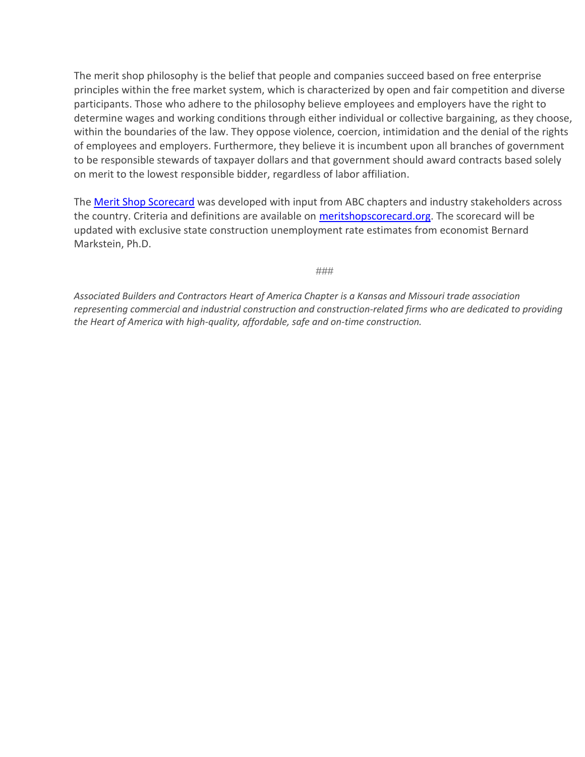The merit shop philosophy is the belief that people and companies succeed based on free enterprise principles within the free market system, which is characterized by open and fair competition and diverse participants. Those who adhere to the philosophy believe employees and employers have the right to determine wages and working conditions through either individual or collective bargaining, as they choose, within the boundaries of the law. They oppose violence, coercion, intimidation and the denial of the rights of employees and employers. Furthermore, they believe it is incumbent upon all branches of government to be responsible stewards of taxpayer dollars and that government should award contracts based solely on merit to the lowest responsible bidder, regardless of labor affiliation.

The Merit Shop Scorecard was developed with input from ABC chapters and industry stakeholders across the country. Criteria and definitions are available on meritshopscorecard.org. The scorecard will be updated with exclusive state construction unemployment rate estimates from economist Bernard Markstein, Ph.D.

###

*Associated Builders and Contractors Heart of America Chapter is a Kansas and Missouri trade association representing commercial and industrial construction and construction-related firms who are dedicated to providing the Heart of America with high-quality, affordable, safe and on-time construction.*